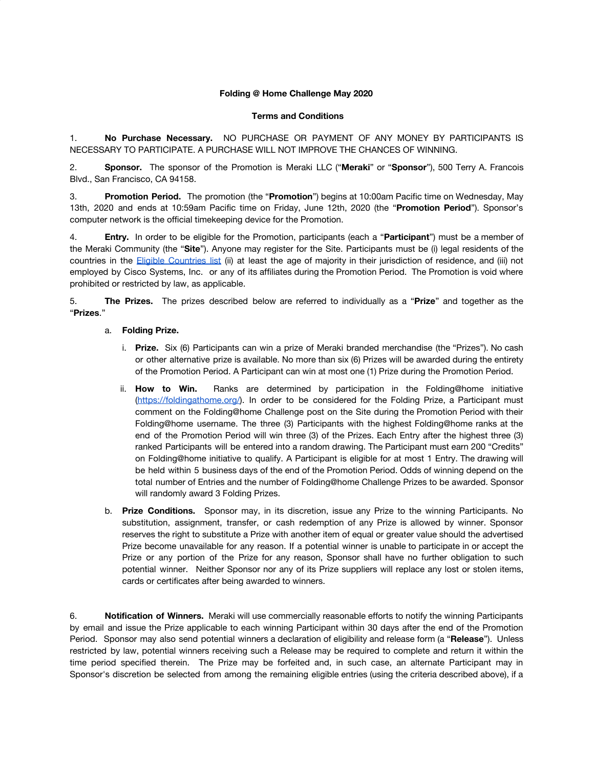**Folding @ Home Challenge May 2020**

**Terms and Conditions**

1. **No Purchase Necessary.** NO PURCHASE OR PAYMENT OF ANY MONEY BY PARTICIPANTS IS NECESSARY TO PARTICIPATE. A PURCHASE WILL NOT IMPROVE THE CHANCES OF WINNING.

2. **Sponsor.** The sponsor of the Promotion is Meraki LLC ("**Meraki**" or "**Sponsor**"), 500 Terry A. Francois Blvd., San Francisco, CA 94158.

3. **Promotion Period.** The promotion (the "**Promotion**") begins at 10:00am Pacific time on Wednesday, May 13th, 2020 and ends at 10:59am Pacific time on Friday, June 12th, 2020 (the "**Promotion Period**"). Sponsor's computer network is the official timekeeping device for the Promotion.

4. **Entry.** In order to be eligible for the Promotion, participants (each a "**Participant**") must be a member of the Meraki Community (the "**Site**"). Anyone may register for the Site. Participants must be (i) legal residents of the countries in the [Eligible Countries list](#) (ii) at least the age of majority in their jurisdiction of residence, and (iii) not employed by Cisco Systems, Inc. or any of its affiliates during the Promotion Period. The Promotion is void where prohibited or restricted by law, as applicable.

5. **The Prizes.** The prizes described below are referred to individually as a "**Prize**" and together as the "**Prizes**."

   a. **Folding Prize.**

      i. **Prize.** Six (6) Participants can win a prize of Meraki branded merchandise (the "Prizes"). No cash or other alternative prize is available. No more than six (6) Prizes will be awarded during the entirety of the Promotion Period. A Participant can win at most one (1) Prize during the Promotion Period.

      ii. **How to Win.** Ranks are determined by participation in the Folding@home initiative (https://foldingathome.org/). In order to be considered for the Folding Prize, a Participant must comment on the Folding@home Challenge post on the Site during the Promotion Period with their Folding@home username. The three (3) Participants with the highest Folding@home ranks at the end of the Promotion Period will win three (3) of the Prizes. Each Entry after the highest three (3) ranked Participants will be entered into a random drawing. The Participant must earn 200 "Credits" on Folding@home initiative to qualify. A Participant is eligible for at most 1 Entry. The drawing will be held within 5 business days of the end of the Promotion Period. Odds of winning depend on the total number of Entries and the number of Folding@home Challenge Prizes to be awarded. Sponsor will randomly award 3 Folding Prizes.

   b. **Prize Conditions.** Sponsor may, in its discretion, issue any Prize to the winning Participants. No substitution, assignment, transfer, or cash redemption of any Prize is allowed by winner. Sponsor reserves the right to substitute a Prize with another item of equal or greater value should the advertised Prize become unavailable for any reason. If a potential winner is unable to participate in or accept the Prize or any portion of the Prize for any reason, Sponsor shall have no further obligation to such potential winner. Neither Sponsor nor any of its Prize suppliers will replace any lost or stolen items, cards or certificates after being awarded to winners.

6. **Notification of Winners.** Meraki will use commercially reasonable efforts to notify the winning Participants by email and issue the Prize applicable to each winning Participant within 30 days after the end of the Promotion Period. Sponsor may also send potential winners a declaration of eligibility and release form (a "**Release**"). Unless restricted by law, potential winners receiving such a Release may be required to complete and return it within the time period specified therein. The Prize may be forfeited and, in such case, an alternate Participant may in Sponsor's discretion be selected from among the remaining eligible entries (using the criteria described above), if a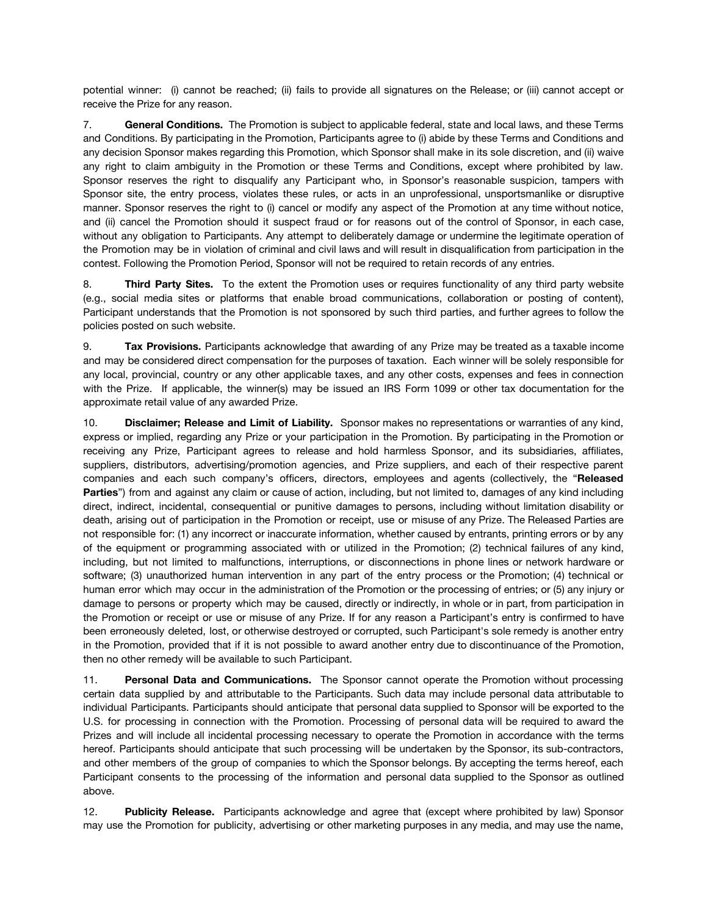potential winner: (i) cannot be reached; (ii) fails to provide all signatures on the Release; or (iii) cannot accept or receive the Prize for any reason.

7. **General Conditions.** The Promotion is subject to applicable federal, state and local laws, and these Terms and Conditions. By participating in the Promotion, Participants agree to (i) abide by these Terms and Conditions and any decision Sponsor makes regarding this Promotion, which Sponsor shall make in its sole discretion, and (ii) waive any right to claim ambiguity in the Promotion or these Terms and Conditions, except where prohibited by law. Sponsor reserves the right to disqualify any Participant who, in Sponsor's reasonable suspicion, tampers with Sponsor site, the entry process, violates these rules, or acts in an unprofessional, unsportsmanlike or disruptive manner. Sponsor reserves the right to (i) cancel or modify any aspect of the Promotion at any time without notice, and (ii) cancel the Promotion should it suspect fraud or for reasons out of the control of Sponsor, in each case, without any obligation to Participants. Any attempt to deliberately damage or undermine the legitimate operation of the Promotion may be in violation of criminal and civil laws and will result in disqualification from participation in the contest. Following the Promotion Period, Sponsor will not be required to retain records of any entries.

8. **Third Party Sites.** To the extent the Promotion uses or requires functionality of any third party website (e.g., social media sites or platforms that enable broad communications, collaboration or posting of content), Participant understands that the Promotion is not sponsored by such third parties, and further agrees to follow the policies posted on such website.

9. **Tax Provisions.** Participants acknowledge that awarding of any Prize may be treated as a taxable income and may be considered direct compensation for the purposes of taxation. Each winner will be solely responsible for any local, provincial, country or any other applicable taxes, and any other costs, expenses and fees in connection with the Prize. If applicable, the winner(s) may be issued an IRS Form 1099 or other tax documentation for the approximate retail value of any awarded Prize.

10. **Disclaimer; Release and Limit of Liability.** Sponsor makes no representations or warranties of any kind, express or implied, regarding any Prize or your participation in the Promotion. By participating in the Promotion or receiving any Prize, Participant agrees to release and hold harmless Sponsor, and its subsidiaries, affiliates, suppliers, distributors, advertising/promotion agencies, and Prize suppliers, and each of their respective parent companies and each such company's officers, directors, employees and agents (collectively, the "**Released Parties**") from and against any claim or cause of action, including, but not limited to, damages of any kind including direct, indirect, incidental, consequential or punitive damages to persons, including without limitation disability or death, arising out of participation in the Promotion or receipt, use or misuse of any Prize. The Released Parties are not responsible for: (1) any incorrect or inaccurate information, whether caused by entrants, printing errors or by any of the equipment or programming associated with or utilized in the Promotion; (2) technical failures of any kind, including, but not limited to malfunctions, interruptions, or disconnections in phone lines or network hardware or software; (3) unauthorized human intervention in any part of the entry process or the Promotion; (4) technical or human error which may occur in the administration of the Promotion or the processing of entries; or (5) any injury or damage to persons or property which may be caused, directly or indirectly, in whole or in part, from participation in the Promotion or receipt or use or misuse of any Prize. If for any reason a Participant's entry is confirmed to have been erroneously deleted, lost, or otherwise destroyed or corrupted, such Participant's sole remedy is another entry in the Promotion, provided that if it is not possible to award another entry due to discontinuance of the Promotion, then no other remedy will be available to such Participant.

11. **Personal Data and Communications.** The Sponsor cannot operate the Promotion without processing certain data supplied by and attributable to the Participants. Such data may include personal data attributable to individual Participants. Participants should anticipate that personal data supplied to Sponsor will be exported to the U.S. for processing in connection with the Promotion. Processing of personal data will be required to award the Prizes and will include all incidental processing necessary to operate the Promotion in accordance with the terms hereof. Participants should anticipate that such processing will be undertaken by the Sponsor, its sub-contractors, and other members of the group of companies to which the Sponsor belongs. By accepting the terms hereof, each Participant consents to the processing of the information and personal data supplied to the Sponsor as outlined above.

12. **Publicity Release.** Participants acknowledge and agree that (except where prohibited by law) Sponsor may use the Promotion for publicity, advertising or other marketing purposes in any media, and may use the name,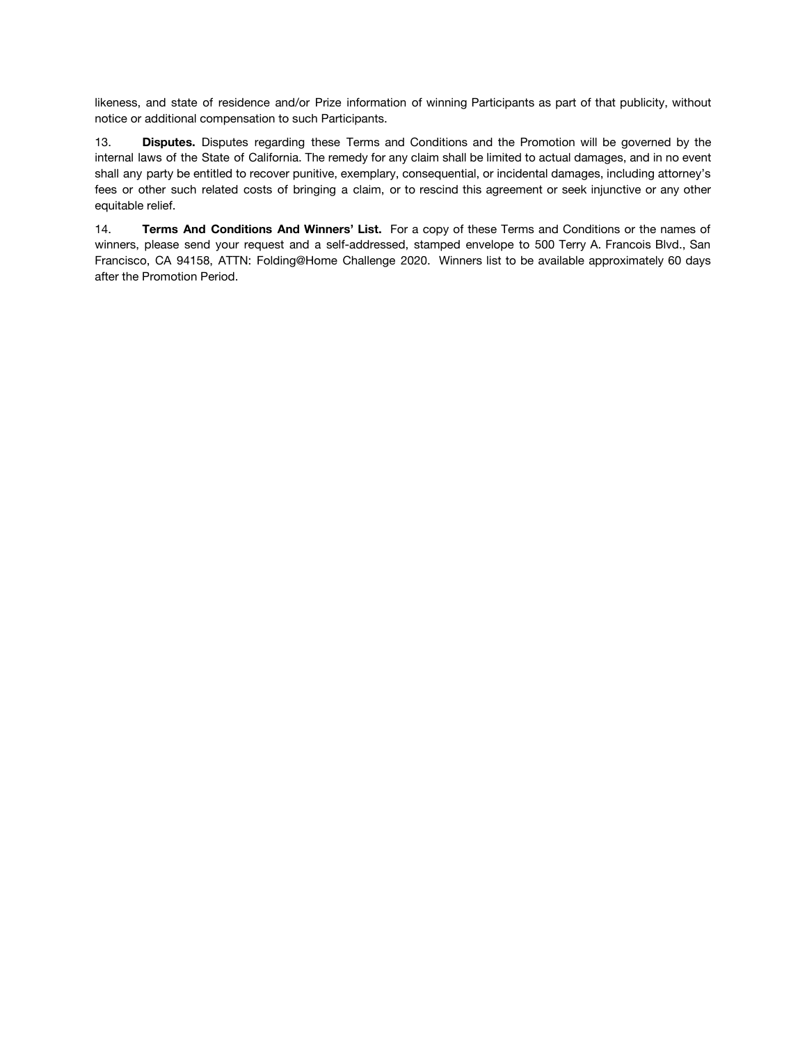likeness, and state of residence and/or Prize information of winning Participants as part of that publicity, without notice or additional compensation to such Participants.

13. **Disputes.** Disputes regarding these Terms and Conditions and the Promotion will be governed by the internal laws of the State of California. The remedy for any claim shall be limited to actual damages, and in no event shall any party be entitled to recover punitive, exemplary, consequential, or incidental damages, including attorney's fees or other such related costs of bringing a claim, or to rescind this agreement or seek injunctive or any other equitable relief.

14. **Terms And Conditions And Winners' List.** For a copy of these Terms and Conditions or the names of winners, please send your request and a self-addressed, stamped envelope to 500 Terry A. Francois Blvd., San Francisco, CA 94158, ATTN: Folding@Home Challenge 2020. Winners list to be available approximately 60 days after the Promotion Period.